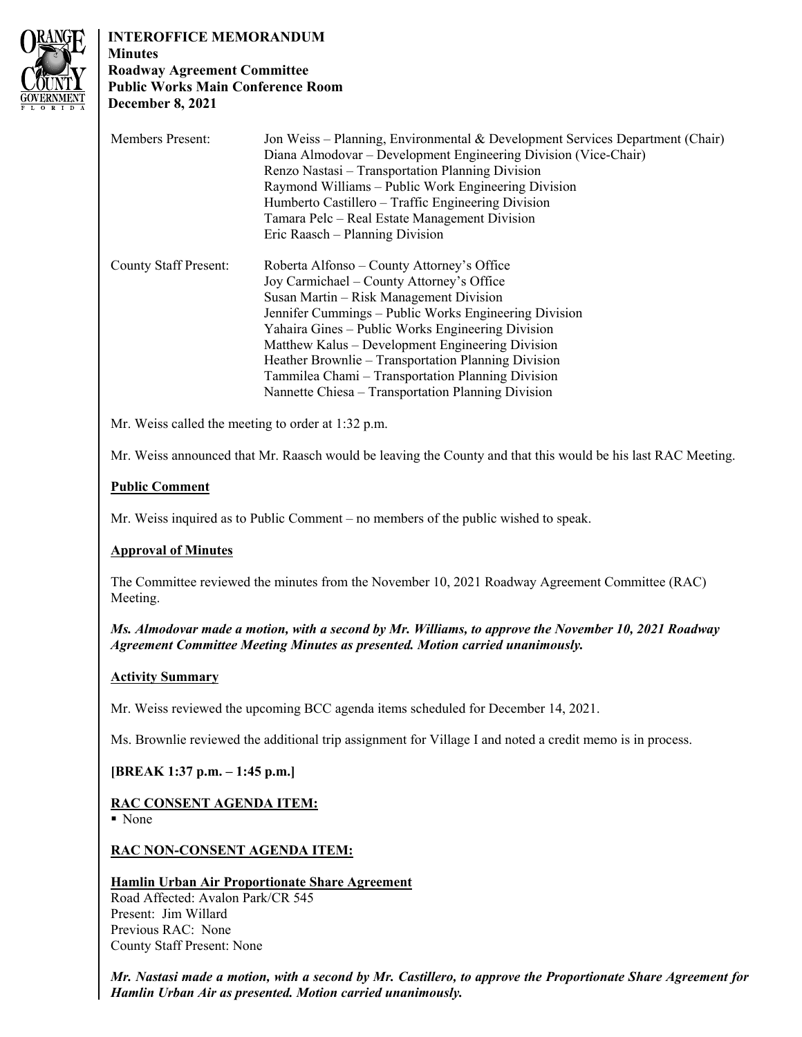**INTEROFFICE MEMORANDUM**
**Minutes**
**Roadway Agreement Committee**
**Public Works Main Conference Room**
**December 8, 2021**

| | |
|---|---|
| Members Present: | Jon Weiss – Planning, Environmental & Development Services Department (Chair) |
| | Diana Almodovar – Development Engineering Division (Vice-Chair) |
| | Renzo Nastasi – Transportation Planning Division |
| | Raymond Williams – Public Work Engineering Division |
| | Humberto Castillero – Traffic Engineering Division |
| | Tamara Pelc – Real Estate Management Division |
| | Eric Raasch – Planning Division |
| County Staff Present: | Roberta Alfonso – County Attorney's Office |
| | Joy Carmichael – County Attorney's Office |
| | Susan Martin – Risk Management Division |
| | Jennifer Cummings – Public Works Engineering Division |
| | Yahaira Gines – Public Works Engineering Division |
| | Matthew Kalus – Development Engineering Division |
| | Heather Brownlie – Transportation Planning Division |
| | Tammilea Chami – Transportation Planning Division |
| | Nannette Chiesa – Transportation Planning Division |

Mr. Weiss called the meeting to order at 1:32 p.m.

Mr. Weiss announced that Mr. Raasch would be leaving the County and that this would be his last RAC Meeting.

**Public Comment**

Mr. Weiss inquired as to Public Comment – no members of the public wished to speak.

**Approval of Minutes**

The Committee reviewed the minutes from the November 10, 2021 Roadway Agreement Committee (RAC) Meeting.

***Ms. Almodovar made a motion, with a second by Mr. Williams, to approve the November 10, 2021 Roadway Agreement Committee Meeting Minutes as presented. Motion carried unanimously.***

**Activity Summary**

Mr. Weiss reviewed the upcoming BCC agenda items scheduled for December 14, 2021.

Ms. Brownlie reviewed the additional trip assignment for Village I and noted a credit memo is in process.

**[BREAK 1:37 p.m. – 1:45 p.m.]**

**RAC CONSENT AGENDA ITEM:**

- None

**RAC NON-CONSENT AGENDA ITEM:**

**Hamlin Urban Air Proportionate Share Agreement**
Road Affected: Avalon Park/CR 545
Present: Jim Willard
Previous RAC: None
County Staff Present: None

***Mr. Nastasi made a motion, with a second by Mr. Castillero, to approve the Proportionate Share Agreement for Hamlin Urban Air as presented. Motion carried unanimously.***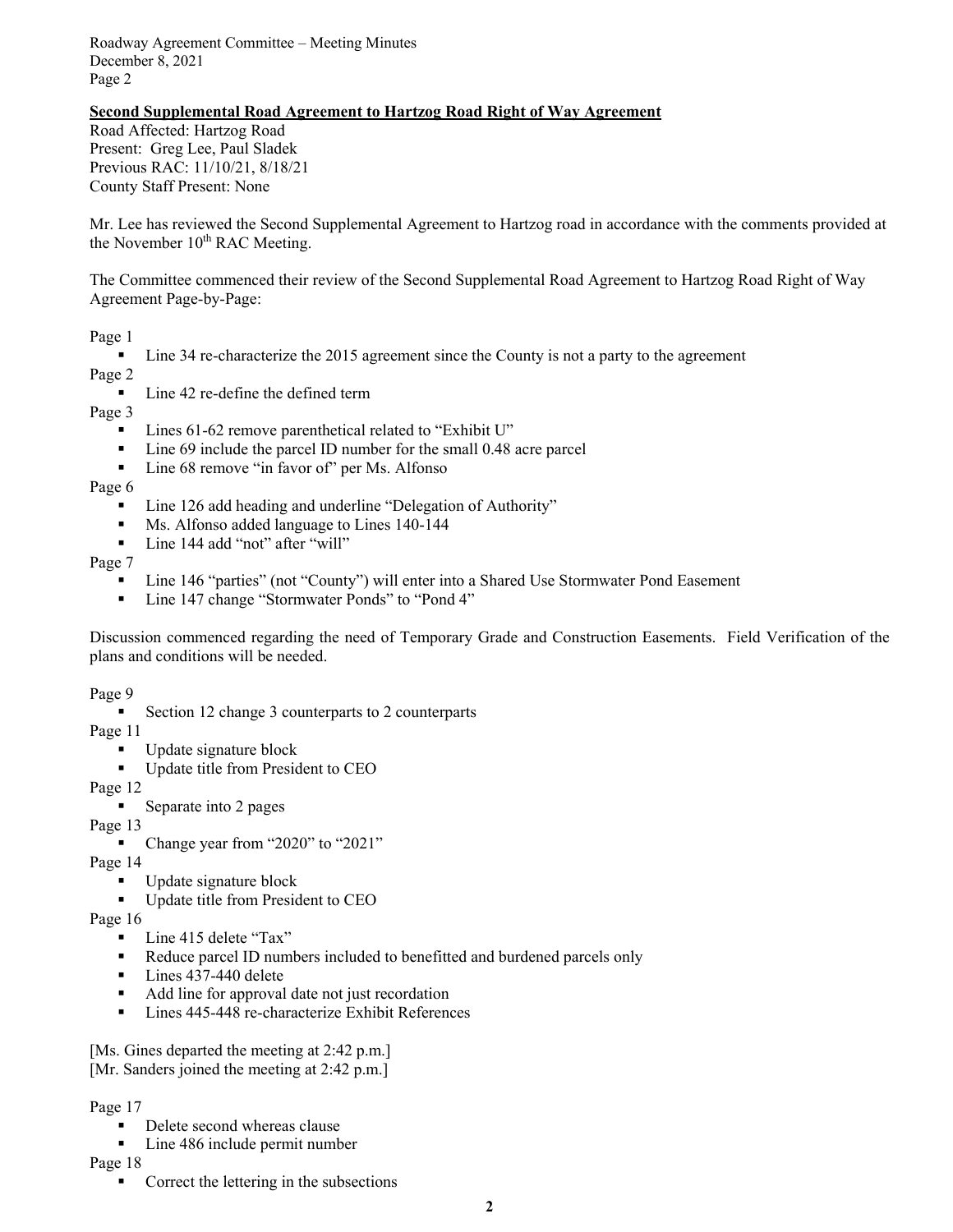**Second Supplemental Road Agreement to Hartzog Road Right of Way Agreement**

Road Affected: Hartzog Road
Present: Greg Lee, Paul Sladek
Previous RAC: 11/10/21, 8/18/21
County Staff Present: None

Mr. Lee has reviewed the Second Supplemental Agreement to Hartzog road in accordance with the comments provided at the November 10th RAC Meeting.

The Committee commenced their review of the Second Supplemental Road Agreement to Hartzog Road Right of Way Agreement Page-by-Page:

Page 1
- Line 34 re-characterize the 2015 agreement since the County is not a party to the agreement

Page 2
- Line 42 re-define the defined term

Page 3
- Lines 61-62 remove parenthetical related to "Exhibit U"
- Line 69 include the parcel ID number for the small 0.48 acre parcel
- Line 68 remove "in favor of" per Ms. Alfonso

Page 6
- Line 126 add heading and underline "Delegation of Authority"
- Ms. Alfonso added language to Lines 140-144
- Line 144 add "not" after "will"

Page 7
- Line 146 "parties" (not "County") will enter into a Shared Use Stormwater Pond Easement
- Line 147 change "Stormwater Ponds" to "Pond 4"

Discussion commenced regarding the need of Temporary Grade and Construction Easements. Field Verification of the plans and conditions will be needed.

Page 9
- Section 12 change 3 counterparts to 2 counterparts

Page 11
- Update signature block
- Update title from President to CEO

Page 12
- Separate into 2 pages

Page 13
- Change year from "2020" to "2021"

Page 14
- Update signature block
- Update title from President to CEO

Page 16
- Line 415 delete "Tax"
- Reduce parcel ID numbers included to benefitted and burdened parcels only
- Lines 437-440 delete
- Add line for approval date not just recordation
- Lines 445-448 re-characterize Exhibit References

[Ms. Gines departed the meeting at 2:42 p.m.]
[Mr. Sanders joined the meeting at 2:42 p.m.]

Page 17
- Delete second whereas clause
- Line 486 include permit number

Page 18
- Correct the lettering in the subsections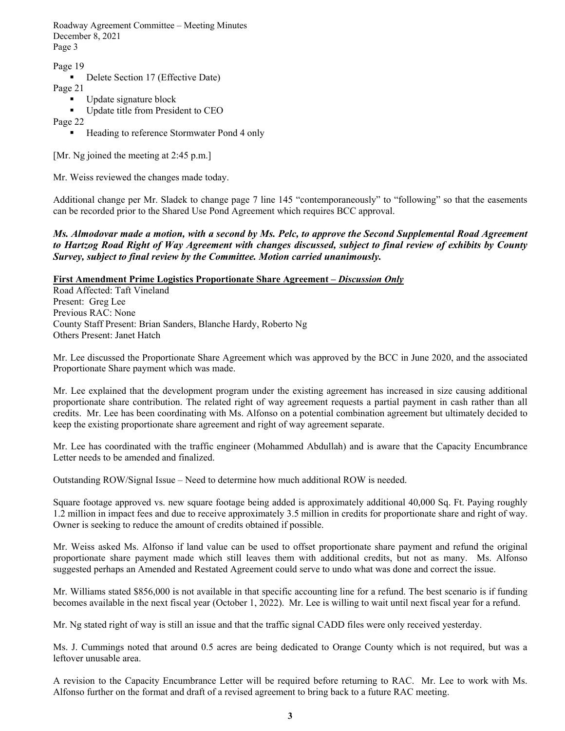Page 19

- Delete Section 17 (Effective Date)

Page 21

- Update signature block
- Update title from President to CEO

Page 22

- Heading to reference Stormwater Pond 4 only

[Mr. Ng joined the meeting at 2:45 p.m.]

Mr. Weiss reviewed the changes made today.

Additional change per Mr. Sladek to change page 7 line 145 "contemporaneously" to "following" so that the easements can be recorded prior to the Shared Use Pond Agreement which requires BCC approval.

***Ms. Almodovar made a motion, with a second by Ms. Pelc, to approve the Second Supplemental Road Agreement to Hartzog Road Right of Way Agreement with changes discussed, subject to final review of exhibits by County Survey, subject to final review by the Committee. Motion carried unanimously.***

**<u>First Amendment Prime Logistics Proportionate Share Agreement – *Discussion Only*</u>**

Road Affected: Taft Vineland
Present: Greg Lee
Previous RAC: None
County Staff Present: Brian Sanders, Blanche Hardy, Roberto Ng
Others Present: Janet Hatch

Mr. Lee discussed the Proportionate Share Agreement which was approved by the BCC in June 2020, and the associated Proportionate Share payment which was made.

Mr. Lee explained that the development program under the existing agreement has increased in size causing additional proportionate share contribution. The related right of way agreement requests a partial payment in cash rather than all credits. Mr. Lee has been coordinating with Ms. Alfonso on a potential combination agreement but ultimately decided to keep the existing proportionate share agreement and right of way agreement separate.

Mr. Lee has coordinated with the traffic engineer (Mohammed Abdullah) and is aware that the Capacity Encumbrance Letter needs to be amended and finalized.

Outstanding ROW/Signal Issue – Need to determine how much additional ROW is needed.

Square footage approved vs. new square footage being added is approximately additional 40,000 Sq. Ft. Paying roughly 1.2 million in impact fees and due to receive approximately 3.5 million in credits for proportionate share and right of way. Owner is seeking to reduce the amount of credits obtained if possible.

Mr. Weiss asked Ms. Alfonso if land value can be used to offset proportionate share payment and refund the original proportionate share payment made which still leaves them with additional credits, but not as many. Ms. Alfonso suggested perhaps an Amended and Restated Agreement could serve to undo what was done and correct the issue.

Mr. Williams stated $856,000 is not available in that specific accounting line for a refund. The best scenario is if funding becomes available in the next fiscal year (October 1, 2022). Mr. Lee is willing to wait until next fiscal year for a refund.

Mr. Ng stated right of way is still an issue and that the traffic signal CADD files were only received yesterday.

Ms. J. Cummings noted that around 0.5 acres are being dedicated to Orange County which is not required, but was a leftover unusable area.

A revision to the Capacity Encumbrance Letter will be required before returning to RAC. Mr. Lee to work with Ms. Alfonso further on the format and draft of a revised agreement to bring back to a future RAC meeting.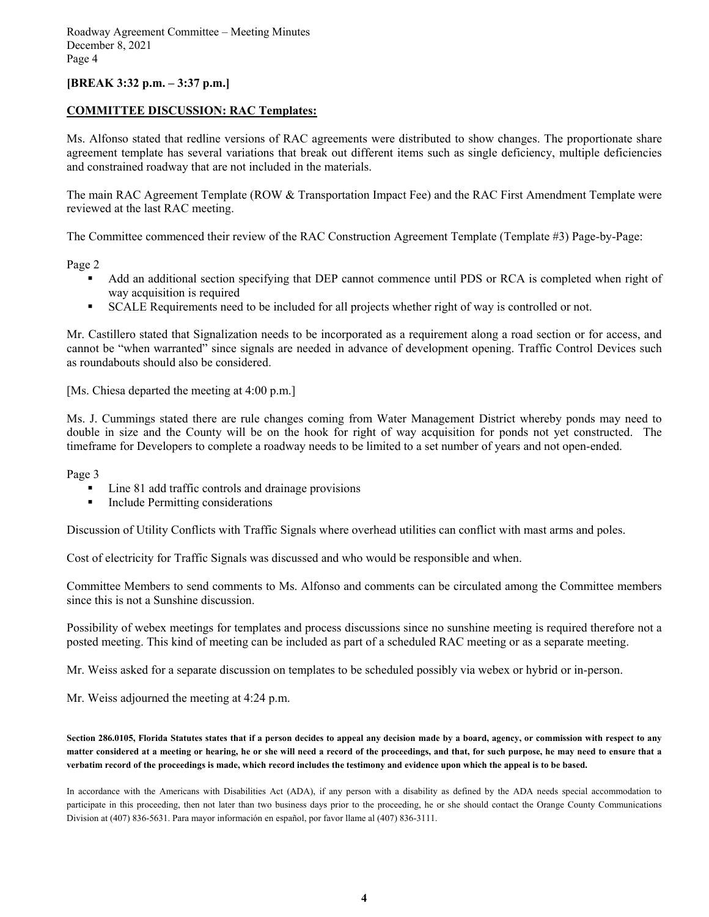**[BREAK 3:32 p.m. – 3:37 p.m.]**

**COMMITTEE DISCUSSION: RAC Templates:**

Ms. Alfonso stated that redline versions of RAC agreements were distributed to show changes. The proportionate share agreement template has several variations that break out different items such as single deficiency, multiple deficiencies and constrained roadway that are not included in the materials.

The main RAC Agreement Template (ROW & Transportation Impact Fee) and the RAC First Amendment Template were reviewed at the last RAC meeting.

The Committee commenced their review of the RAC Construction Agreement Template (Template #3) Page-by-Page:

Page 2

- Add an additional section specifying that DEP cannot commence until PDS or RCA is completed when right of way acquisition is required
- SCALE Requirements need to be included for all projects whether right of way is controlled or not.

Mr. Castillero stated that Signalization needs to be incorporated as a requirement along a road section or for access, and cannot be "when warranted" since signals are needed in advance of development opening. Traffic Control Devices such as roundabouts should also be considered.

[Ms. Chiesa departed the meeting at 4:00 p.m.]

Ms. J. Cummings stated there are rule changes coming from Water Management District whereby ponds may need to double in size and the County will be on the hook for right of way acquisition for ponds not yet constructed. The timeframe for Developers to complete a roadway needs to be limited to a set number of years and not open-ended.

Page 3

- Line 81 add traffic controls and drainage provisions
- Include Permitting considerations

Discussion of Utility Conflicts with Traffic Signals where overhead utilities can conflict with mast arms and poles.

Cost of electricity for Traffic Signals was discussed and who would be responsible and when.

Committee Members to send comments to Ms. Alfonso and comments can be circulated among the Committee members since this is not a Sunshine discussion.

Possibility of webex meetings for templates and process discussions since no sunshine meeting is required therefore not a posted meeting. This kind of meeting can be included as part of a scheduled RAC meeting or as a separate meeting.

Mr. Weiss asked for a separate discussion on templates to be scheduled possibly via webex or hybrid or in-person.

Mr. Weiss adjourned the meeting at 4:24 p.m.

**Section 286.0105, Florida Statutes states that if a person decides to appeal any decision made by a board, agency, or commission with respect to any matter considered at a meeting or hearing, he or she will need a record of the proceedings, and that, for such purpose, he may need to ensure that a verbatim record of the proceedings is made, which record includes the testimony and evidence upon which the appeal is to be based.**

In accordance with the Americans with Disabilities Act (ADA), if any person with a disability as defined by the ADA needs special accommodation to participate in this proceeding, then not later than two business days prior to the proceeding, he or she should contact the Orange County Communications Division at (407) 836-5631. Para mayor información en español, por favor llame al (407) 836-3111.